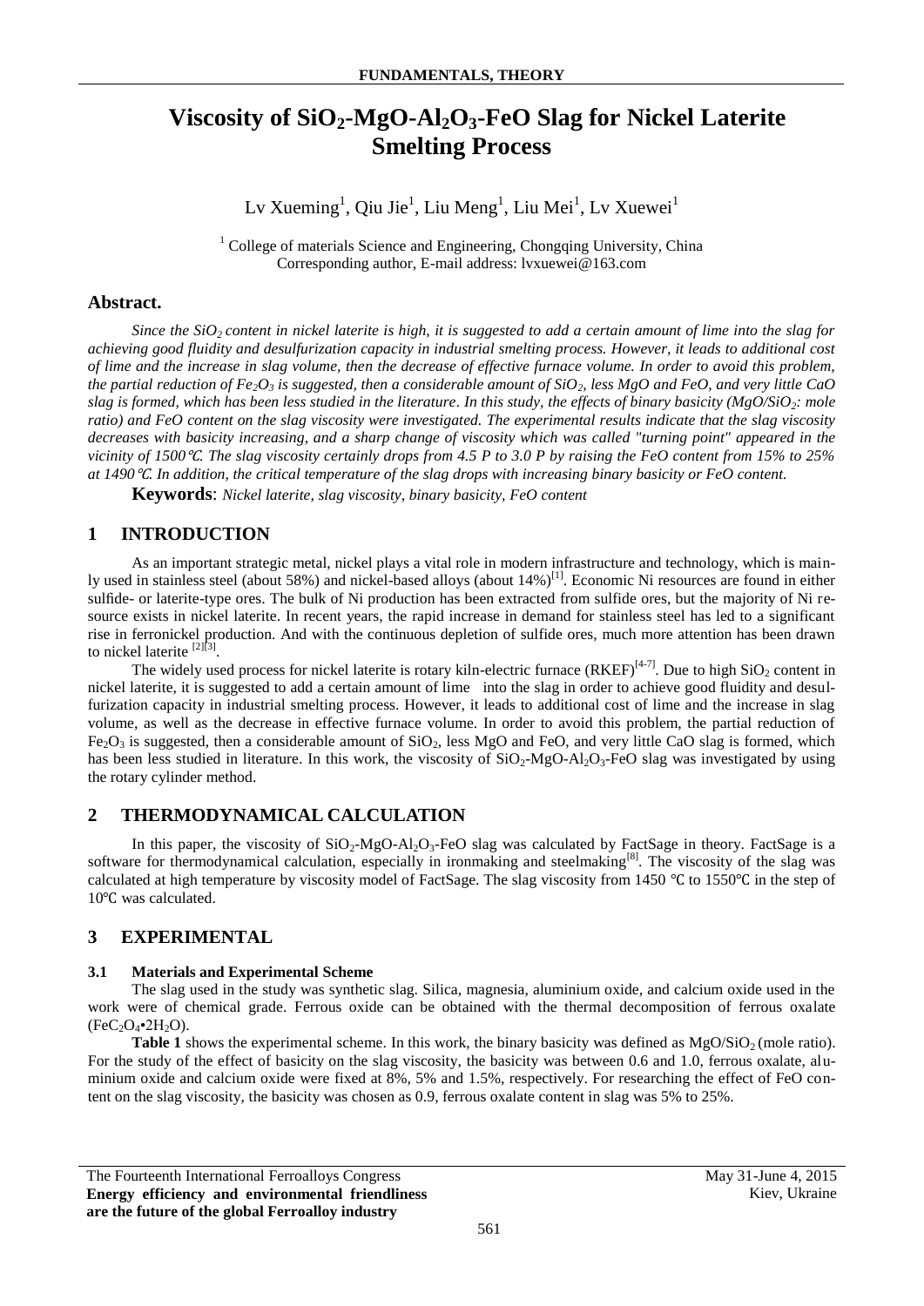**FUNDAMENTALS, THEORY**

# Viscosity of $SiO_2$-MgO-$Al_2O_3$-FeO Slag for Nickel Laterite Smelting Process

Lv Xueming[1], Qiu Jie[1], Liu Meng[1], Liu Mei[1], Lv Xuewei[1]

[1] College of materials Science and Engineering, Chongqing University, China
Corresponding author, E-mail address: lvxuewei@163.com

## Abstract.

*Since the $SiO_2$ content in nickel laterite is high, it is suggested to add a certain amount of lime into the slag for achieving good fluidity and desulfurization capacity in industrial smelting process. However, it leads to additional cost of lime and the increase in slag volume, then the decrease of effective furnace volume. In order to avoid this problem, the partial reduction of $Fe_2O_3$ is suggested, then a considerable amount of $SiO_2$, less MgO and FeO, and very little CaO slag is formed, which has been less studied in the literature. In this study, the effects of binary basicity (MgO/$SiO_2$: mole ratio) and FeO content on the slag viscosity were investigated. The experimental results indicate that the slag viscosity decreases with basicity increasing, and a sharp change of viscosity which was called "turning point" appeared in the vicinity of 1500℃. The slag viscosity certainly drops from 4.5 P to 3.0 P by raising the FeO content from 15% to 25% at 1490℃. In addition, the critical temperature of the slag drops with increasing binary basicity or FeO content.*

**Keywords**: *Nickel laterite, slag viscosity, binary basicity, FeO content*

## 1 INTRODUCTION

As an important strategic metal, nickel plays a vital role in modern infrastructure and technology, which is mainly used in stainless steel (about 58%) and nickel-based alloys (about 14%)[1]. Economic Ni resources are found in either sulfide- or laterite-type ores. The bulk of Ni production has been extracted from sulfide ores, but the majority of Ni resource exists in nickel laterite. In recent years, the rapid increase in demand for stainless steel has led to a significant rise in ferronickel production. And with the continuous depletion of sulfide ores, much more attention has been drawn to nickel laterite [2][3].

The widely used process for nickel laterite is rotary kiln-electric furnace (RKEF)[4-7]. Due to high $SiO_2$ content in nickel laterite, it is suggested to add a certain amount of lime into the slag in order to achieve good fluidity and desulfurization capacity in industrial smelting process. However, it leads to additional cost of lime and the increase in slag volume, as well as the decrease in effective furnace volume. In order to avoid this problem, the partial reduction of $Fe_2O_3$ is suggested, then a considerable amount of $SiO_2$, less MgO and FeO, and very little CaO slag is formed, which has been less studied in literature. In this work, the viscosity of $SiO_2$-MgO-$Al_2O_3$-FeO slag was investigated by using the rotary cylinder method.

## 2 THERMODYNAMICAL CALCULATION

In this paper, the viscosity of $SiO_2$-MgO-$Al_2O_3$-FeO slag was calculated by FactSage in theory. FactSage is a software for thermodynamical calculation, especially in ironmaking and steelmaking[8]. The viscosity of the slag was calculated at high temperature by viscosity model of FactSage. The slag viscosity from 1450 ℃ to 1550℃ in the step of 10℃ was calculated.

## 3 EXPERIMENTAL

### 3.1 Materials and Experimental Scheme

The slag used in the study was synthetic slag. Silica, magnesia, aluminium oxide, and calcium oxide used in the work were of chemical grade. Ferrous oxide can be obtained with the thermal decomposition of ferrous oxalate ($FeC_2O_4$•$2H_2O$).

**Table 1** shows the experimental scheme. In this work, the binary basicity was defined as MgO/$SiO_2$ (mole ratio). For the study of the effect of basicity on the slag viscosity, the basicity was between 0.6 and 1.0, ferrous oxalate, aluminium oxide and calcium oxide were fixed at 8%, 5% and 1.5%, respectively. For researching the effect of FeO content on the slag viscosity, the basicity was chosen as 0.9, ferrous oxalate content in slag was 5% to 25%.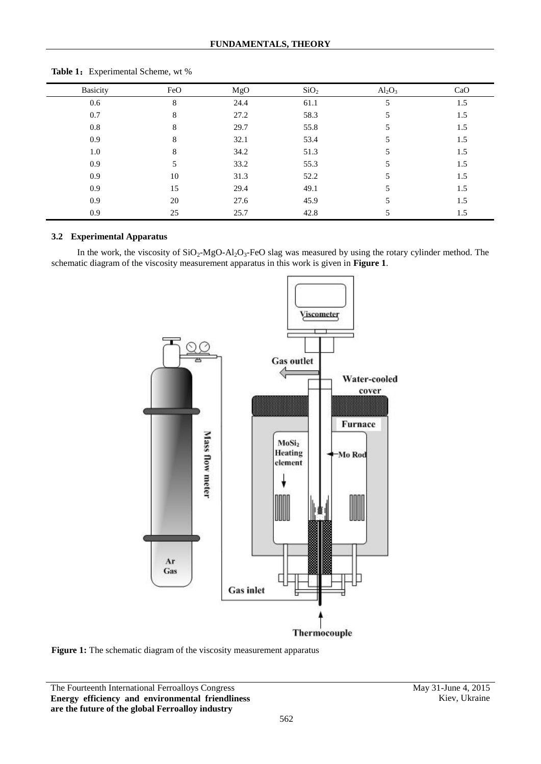**Table 1**：Experimental Scheme, wt %

| Basicity | FeO | MgO | $SiO_2$ | $Al_2O_3$ | CaO |
|---|---|---|---|---|---|
| 0.6 | 8 | 24.4 | 61.1 | 5 | 1.5 |
| 0.7 | 8 | 27.2 | 58.3 | 5 | 1.5 |
| 0.8 | 8 | 29.7 | 55.8 | 5 | 1.5 |
| 0.9 | 8 | 32.1 | 53.4 | 5 | 1.5 |
| 1.0 | 8 | 34.2 | 51.3 | 5 | 1.5 |
| 0.9 | 5 | 33.2 | 55.3 | 5 | 1.5 |
| 0.9 | 10 | 31.3 | 52.2 | 5 | 1.5 |
| 0.9 | 15 | 29.4 | 49.1 | 5 | 1.5 |
| 0.9 | 20 | 27.6 | 45.9 | 5 | 1.5 |
| 0.9 | 25 | 25.7 | 42.8 | 5 | 1.5 |

### 3.2 Experimental Apparatus

In the work, the viscosity of $SiO_2$-MgO-$Al_2O_3$-FeO slag was measured by using the rotary cylinder method. The schematic diagram of the viscosity measurement apparatus in this work is given in **Figure 1**.

**Figure 1:** The schematic diagram of the viscosity measurement apparatus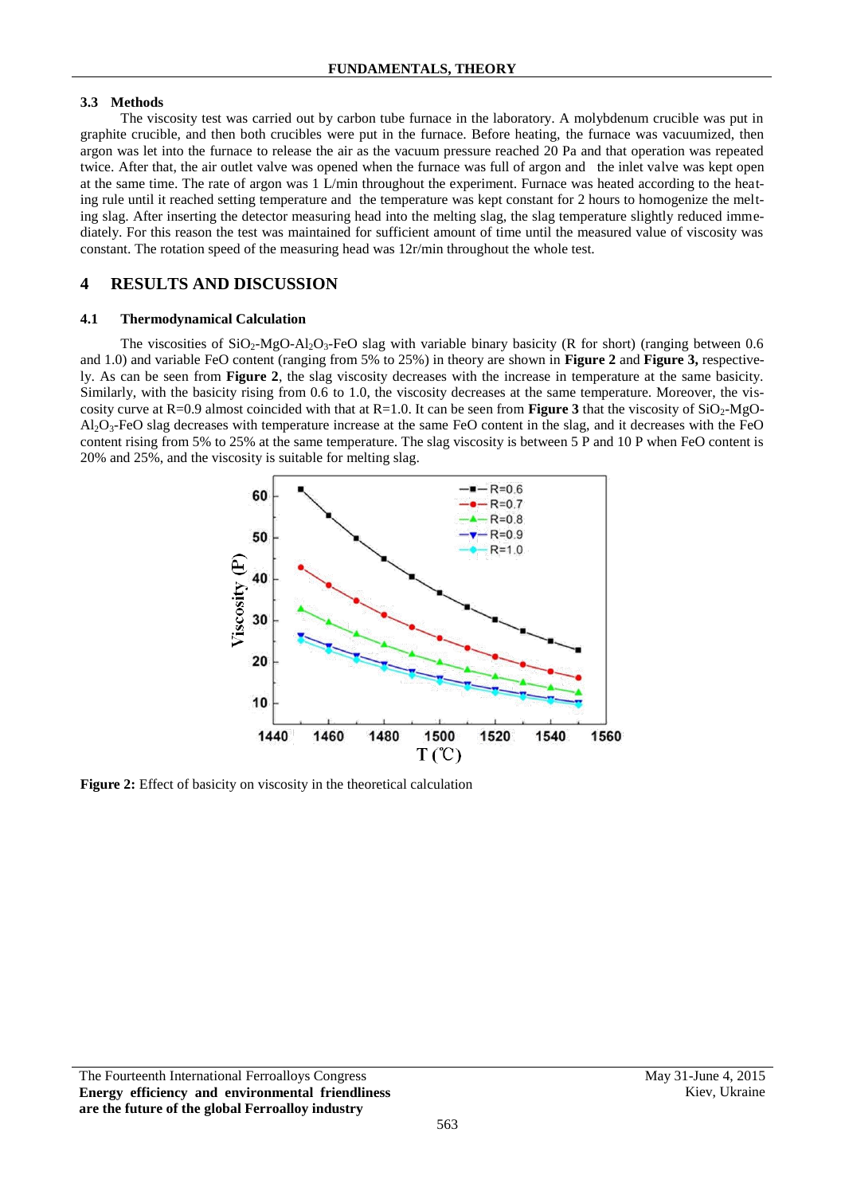### 3.3 Methods

The viscosity test was carried out by carbon tube furnace in the laboratory. A molybdenum crucible was put in graphite crucible, and then both crucibles were put in the furnace. Before heating, the furnace was vacuumized, then argon was let into the furnace to release the air as the vacuum pressure reached 20 Pa and that operation was repeated twice. After that, the air outlet valve was opened when the furnace was full of argon and the inlet valve was kept open at the same time. The rate of argon was 1 L/min throughout the experiment. Furnace was heated according to the heating rule until it reached setting temperature and the temperature was kept constant for 2 hours to homogenize the melting slag. After inserting the detector measuring head into the melting slag, the slag temperature slightly reduced immediately. For this reason the test was maintained for sufficient amount of time until the measured value of viscosity was constant. The rotation speed of the measuring head was 12r/min throughout the whole test.

## 4 RESULTS AND DISCUSSION

### 4.1 Thermodynamical Calculation

The viscosities of $SiO_2$-MgO-$Al_2O_3$-FeO slag with variable binary basicity (R for short) (ranging between 0.6 and 1.0) and variable FeO content (ranging from 5% to 25%) in theory are shown in **Figure 2** and **Figure 3,** respectively. As can be seen from **Figure 2**, the slag viscosity decreases with the increase in temperature at the same basicity. Similarly, with the basicity rising from 0.6 to 1.0, the viscosity decreases at the same temperature. Moreover, the viscosity curve at R=0.9 almost coincided with that at R=1.0. It can be seen from **Figure 3** that the viscosity of $SiO_2$-MgO-$Al_2O_3$-FeO slag decreases with temperature increase at the same FeO content in the slag, and it decreases with the FeO content rising from 5% to 25% at the same temperature. The slag viscosity is between 5 P and 10 P when FeO content is 20% and 25%, and the viscosity is suitable for melting slag.

**Figure 2:** Effect of basicity on viscosity in the theoretical calculation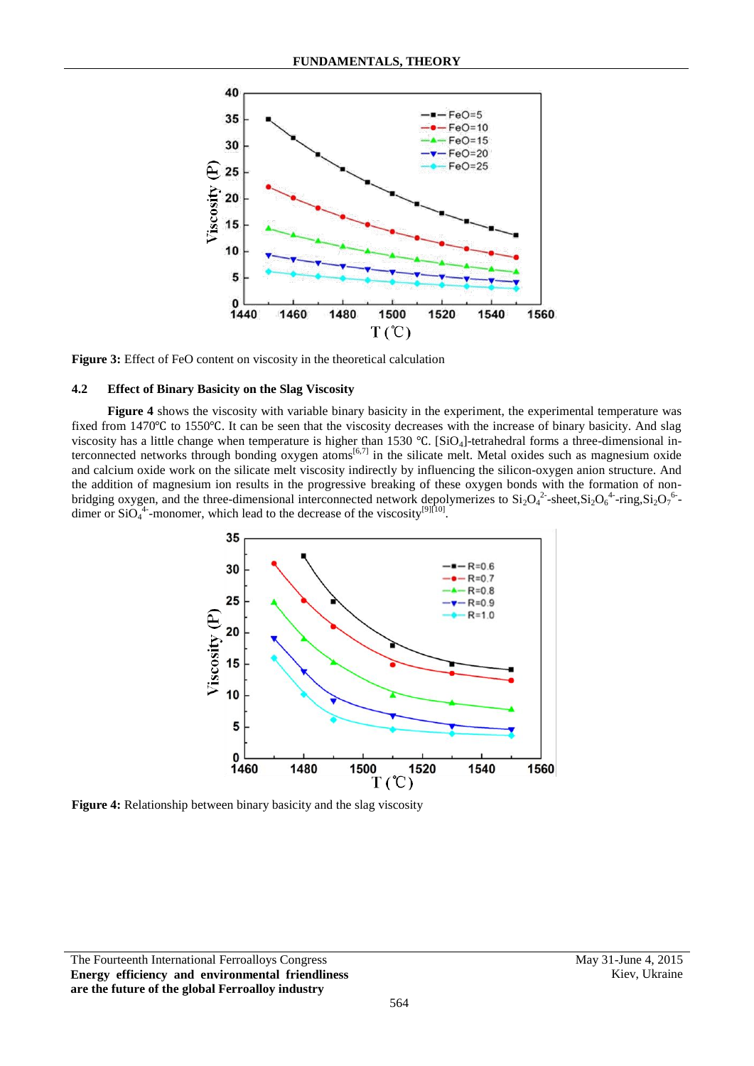**Figure 3:** Effect of FeO content on viscosity in the theoretical calculation

### 4.2 Effect of Binary Basicity on the Slag Viscosity

**Figure 4** shows the viscosity with variable binary basicity in the experiment, the experimental temperature was fixed from 1470℃ to 1550℃. It can be seen that the viscosity decreases with the increase of binary basicity. And slag viscosity has a little change when temperature is higher than 1530 ℃. [$SiO_4$]-tetrahedral forms a three-dimensional interconnected networks through bonding oxygen atoms[6,7] in the silicate melt. Metal oxides such as magnesium oxide and calcium oxide work on the silicate melt viscosity indirectly by influencing the silicon-oxygen anion structure. And the addition of magnesium ion results in the progressive breaking of these oxygen bonds with the formation of non-bridging oxygen, and the three-dimensional interconnected network depolymerizes to $Si_2O_4^{2-}$-sheet,$Si_2O_6^{4-}$-ring,$Si_2O_7^{6-}$-dimer or $SiO_4^{4-}$-monomer, which lead to the decrease of the viscosity[9][10].

**Figure 4:** Relationship between binary basicity and the slag viscosity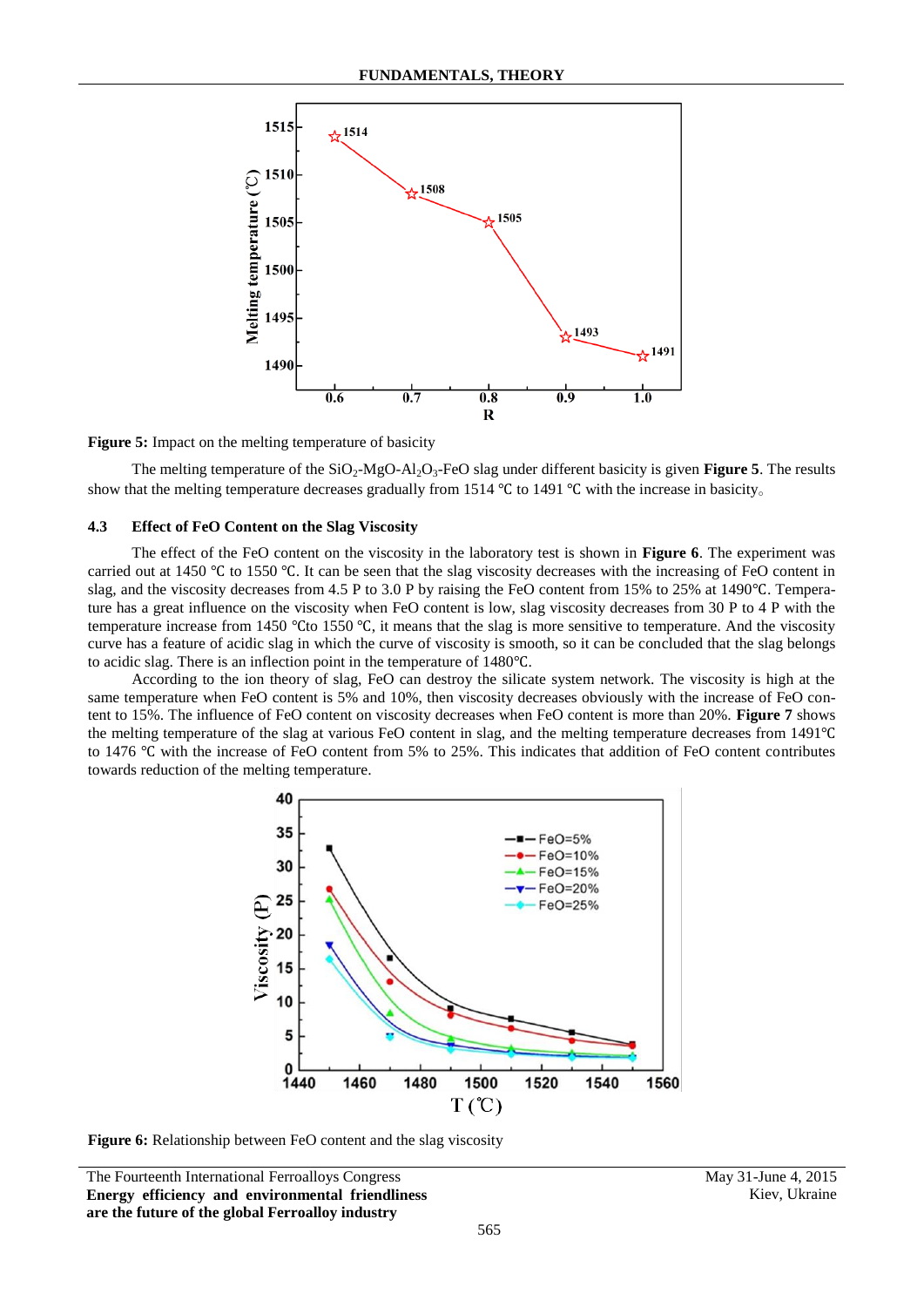**Figure 5:** Impact on the melting temperature of basicity

The melting temperature of the $SiO_2$-MgO-$Al_2O_3$-FeO slag under different basicity is given **Figure 5**. The results show that the melting temperature decreases gradually from 1514 ℃ to 1491 ℃ with the increase in basicity。

### 4.3 Effect of FeO Content on the Slag Viscosity

The effect of the FeO content on the viscosity in the laboratory test is shown in **Figure 6**. The experiment was carried out at 1450 ℃ to 1550 ℃. It can be seen that the slag viscosity decreases with the increasing of FeO content in slag, and the viscosity decreases from 4.5 P to 3.0 P by raising the FeO content from 15% to 25% at 1490℃. Temperature has a great influence on the viscosity when FeO content is low, slag viscosity decreases from 30 P to 4 P with the temperature increase from 1450 ℃to 1550 ℃, it means that the slag is more sensitive to temperature. And the viscosity curve has a feature of acidic slag in which the curve of viscosity is smooth, so it can be concluded that the slag belongs to acidic slag. There is an inflection point in the temperature of 1480℃.

According to the ion theory of slag, FeO can destroy the silicate system network. The viscosity is high at the same temperature when FeO content is 5% and 10%, then viscosity decreases obviously with the increase of FeO content to 15%. The influence of FeO content on viscosity decreases when FeO content is more than 20%. **Figure 7** shows the melting temperature of the slag at various FeO content in slag, and the melting temperature decreases from 1491℃ to 1476 ℃ with the increase of FeO content from 5% to 25%. This indicates that addition of FeO content contributes towards reduction of the melting temperature.

**Figure 6:** Relationship between FeO content and the slag viscosity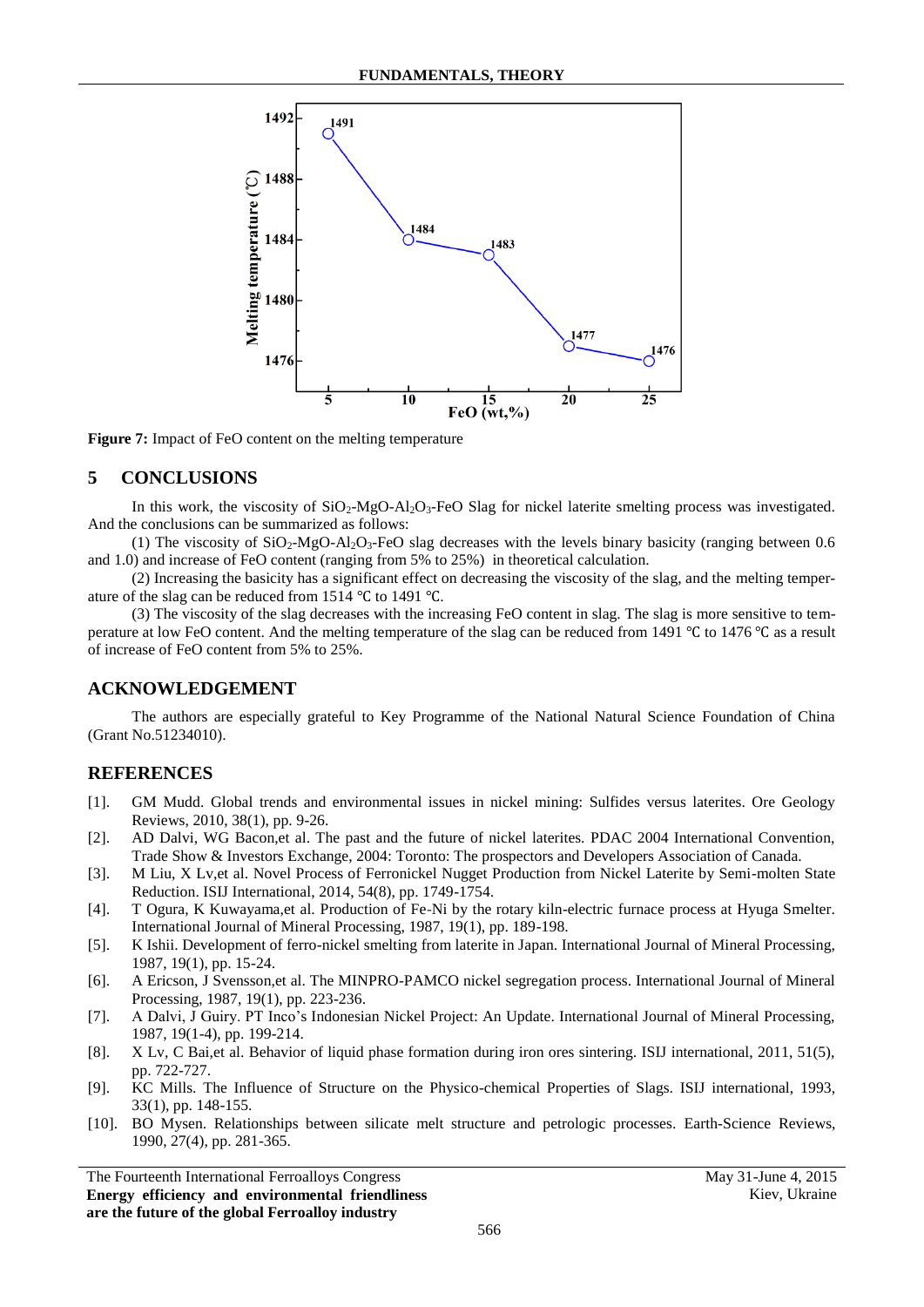1492
1491
1488
1484
1484
1483
1480
1477
1476
1476
Melting temperature (℃)
5
10
15
20
25
FeO (wt,%)

**Figure 7:** Impact of FeO content on the melting temperature

## 5 CONCLUSIONS

In this work, the viscosity of $SiO_2$-MgO-$Al_2O_3$-FeO Slag for nickel laterite smelting process was investigated. And the conclusions can be summarized as follows:

(1) The viscosity of $SiO_2$-MgO-$Al_2O_3$-FeO slag decreases with the levels binary basicity (ranging between 0.6 and 1.0) and increase of FeO content (ranging from 5% to 25%) in theoretical calculation.

(2) Increasing the basicity has a significant effect on decreasing the viscosity of the slag, and the melting temperature of the slag can be reduced from 1514 ℃ to 1491 ℃.

(3) The viscosity of the slag decreases with the increasing FeO content in slag. The slag is more sensitive to temperature at low FeO content. And the melting temperature of the slag can be reduced from 1491 ℃ to 1476 ℃ as a result of increase of FeO content from 5% to 25%.

## ACKNOWLEDGEMENT

The authors are especially grateful to Key Programme of the National Natural Science Foundation of China (Grant No.51234010).

## REFERENCES

[1]. GM Mudd. Global trends and environmental issues in nickel mining: Sulfides versus laterites. Ore Geology Reviews, 2010, 38(1), pp. 9-26.

[2]. AD Dalvi, WG Bacon,et al. The past and the future of nickel laterites. PDAC 2004 International Convention, Trade Show & Investors Exchange, 2004: Toronto: The prospectors and Developers Association of Canada.

[3]. M Liu, X Lv,et al. Novel Process of Ferronickel Nugget Production from Nickel Laterite by Semi-molten State Reduction. ISIJ International, 2014, 54(8), pp. 1749-1754.

[4]. T Ogura, K Kuwayama,et al. Production of Fe-Ni by the rotary kiln-electric furnace process at Hyuga Smelter. International Journal of Mineral Processing, 1987, 19(1), pp. 189-198.

[5]. K Ishii. Development of ferro-nickel smelting from laterite in Japan. International Journal of Mineral Processing, 1987, 19(1), pp. 15-24.

[6]. A Ericson, J Svensson,et al. The MINPRO-PAMCO nickel segregation process. International Journal of Mineral Processing, 1987, 19(1), pp. 223-236.

[7]. A Dalvi, J Guiry. PT Inco's Indonesian Nickel Project: An Update. International Journal of Mineral Processing, 1987, 19(1-4), pp. 199-214.

[8]. X Lv, C Bai,et al. Behavior of liquid phase formation during iron ores sintering. ISIJ international, 2011, 51(5), pp. 722-727.

[9]. KC Mills. The Influence of Structure on the Physico-chemical Properties of Slags. ISIJ international, 1993, 33(1), pp. 148-155.

[10]. BO Mysen. Relationships between silicate melt structure and petrologic processes. Earth-Science Reviews, 1990, 27(4), pp. 281-365.